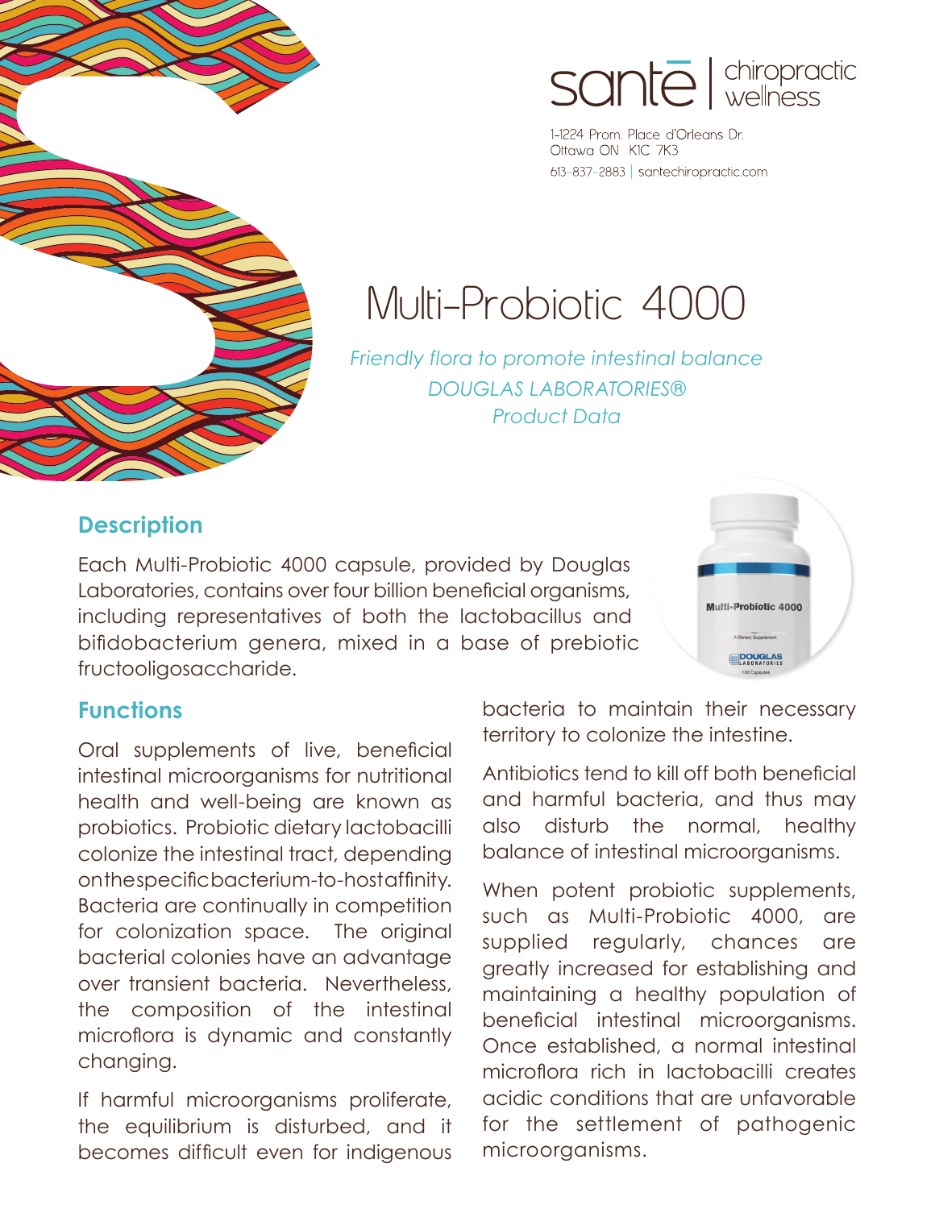santē | chiropractic wellness

1-1224 Prom. Place d'Orleans Dr.
Ottawa ON K1C 7K3
613-837-2883 | santechiropractic.com

# Multi-Probiotic 4000

*Friendly flora to promote intestinal balance*
*DOUGLAS LABORATORIES®*
*Product Data*

## Description

Each Multi-Probiotic 4000 capsule, provided by Douglas Laboratories, contains over four billion beneficial organisms, including representatives of both the lactobacillus and bifidobacterium genera, mixed in a base of prebiotic fructooligosaccharide.

## Functions

Oral supplements of live, beneficial intestinal microorganisms for nutritional health and well-being are known as probiotics. Probiotic dietary lactobacilli colonize the intestinal tract, depending on the specific bacterium-to-host affinity. Bacteria are continually in competition for colonization space. The original bacterial colonies have an advantage over transient bacteria. Nevertheless, the composition of the intestinal microflora is dynamic and constantly changing.

If harmful microorganisms proliferate, the equilibrium is disturbed, and it becomes difficult even for indigenous bacteria to maintain their necessary territory to colonize the intestine.

Antibiotics tend to kill off both beneficial and harmful bacteria, and thus may also disturb the normal, healthy balance of intestinal microorganisms.

When potent probiotic supplements, such as Multi-Probiotic 4000, are supplied regularly, chances are greatly increased for establishing and maintaining a healthy population of beneficial intestinal microorganisms. Once established, a normal intestinal microflora rich in lactobacilli creates acidic conditions that are unfavorable for the settlement of pathogenic microorganisms.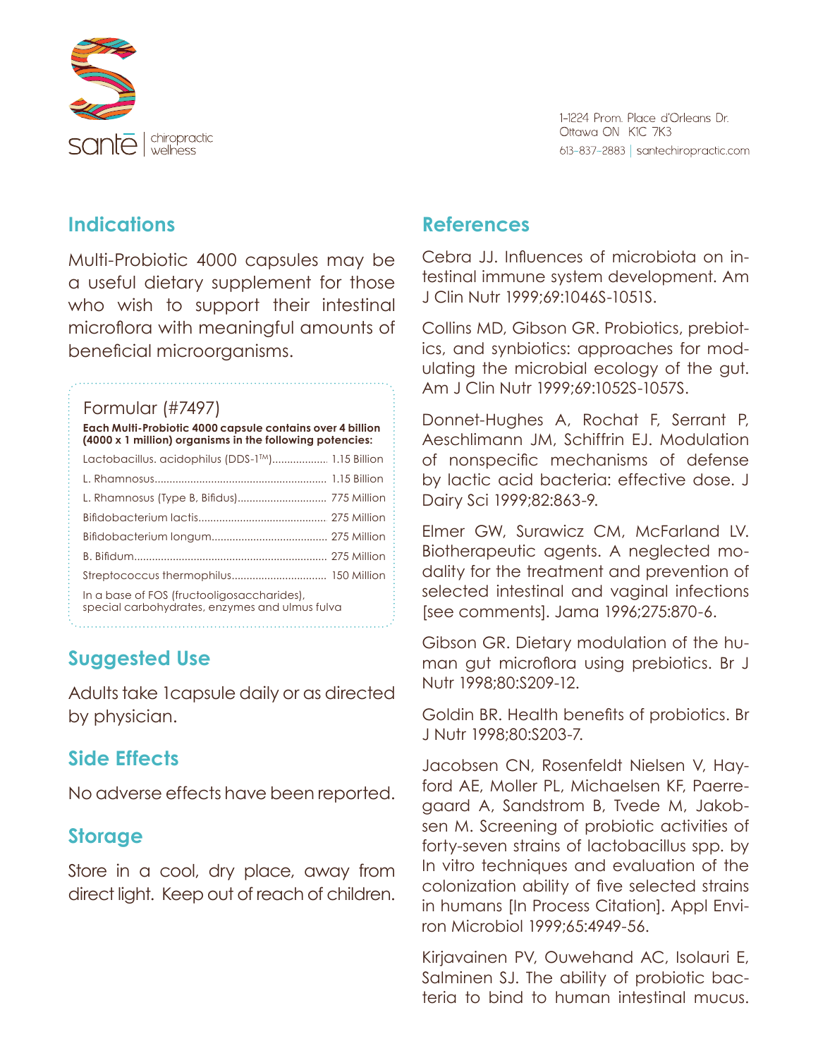## Indications

Multi-Probiotic 4000 capsules may be a useful dietary supplement for those who wish to support their intestinal microflora with meaningful amounts of beneficial microorganisms.

### Formular (#7497)

**Each Multi-Probiotic 4000 capsule contains over 4 billion (4000 x 1 million) organisms in the following potencies:**

| Organism | Potency |
|---|---|
| Lactobacillus. acidophilus (DDS-1™) | 1.15 Billion |
| L. Rhamnosus | 1.15 Billion |
| L. Rhamnosus (Type B, Bifidus) | 775 Million |
| Bifidobacterium lactis | 275 Million |
| Bifidobacterium longum | 275 Million |
| B. Bifidum | 275 Million |
| Streptococcus thermophilus | 150 Million |

In a base of FOS (fructooligosaccharides), special carbohydrates, enzymes and ulmus fulva

## Suggested Use

Adults take 1capsule daily or as directed by physician.

## Side Effects

No adverse effects have been reported.

## Storage

Store in a cool, dry place, away from direct light. Keep out of reach of children.

## References

Cebra JJ. Influences of microbiota on intestinal immune system development. Am J Clin Nutr 1999;69:1046S-1051S.

Collins MD, Gibson GR. Probiotics, prebiotics, and synbiotics: approaches for modulating the microbial ecology of the gut. Am J Clin Nutr 1999;69:1052S-1057S.

Donnet-Hughes A, Rochat F, Serrant P, Aeschlimann JM, Schiffrin EJ. Modulation of nonspecific mechanisms of defense by lactic acid bacteria: effective dose. J Dairy Sci 1999;82:863-9.

Elmer GW, Surawicz CM, McFarland LV. Biotherapeutic agents. A neglected modality for the treatment and prevention of selected intestinal and vaginal infections [see comments]. Jama 1996;275:870-6.

Gibson GR. Dietary modulation of the human gut microflora using prebiotics. Br J Nutr 1998;80:S209-12.

Goldin BR. Health benefits of probiotics. Br J Nutr 1998;80:S203-7.

Jacobsen CN, Rosenfeldt Nielsen V, Hayford AE, Moller PL, Michaelsen KF, Paerregaard A, Sandstrom B, Tvede M, Jakobsen M. Screening of probiotic activities of forty-seven strains of lactobacillus spp. by In vitro techniques and evaluation of the colonization ability of five selected strains in humans [In Process Citation]. Appl Environ Microbiol 1999;65:4949-56.

Kirjavainen PV, Ouwehand AC, Isolauri E, Salminen SJ. The ability of probiotic bacteria to bind to human intestinal mucus.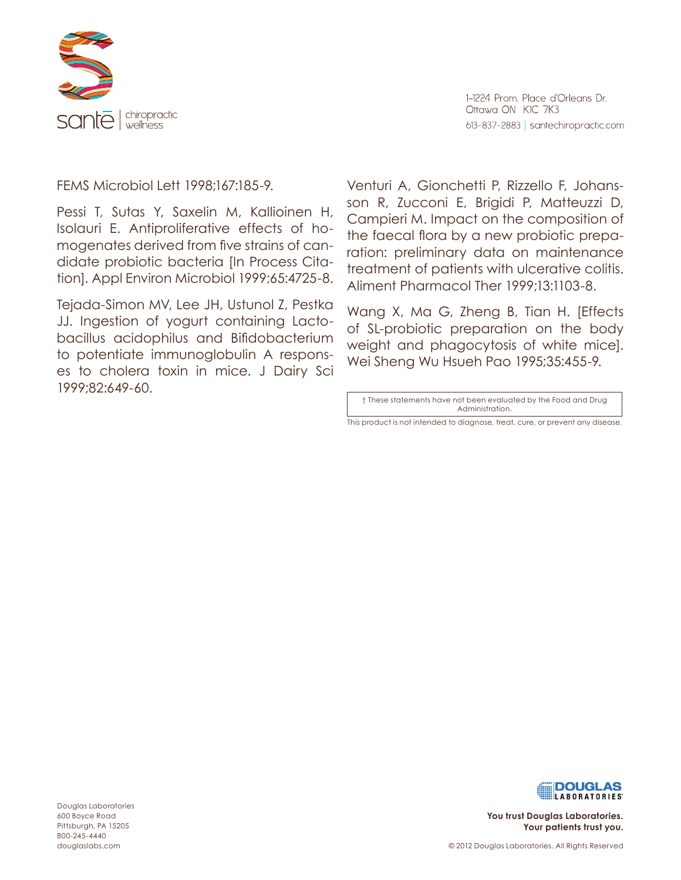FEMS Microbiol Lett 1998;167:185-9.

Pessi T, Sutas Y, Saxelin M, Kallioinen H, Isolauri E. Antiproliferative effects of homogenates derived from five strains of candidate probiotic bacteria [In Process Citation]. Appl Environ Microbiol 1999;65:4725-8.

Tejada-Simon MV, Lee JH, Ustunol Z, Pestka JJ. Ingestion of yogurt containing Lactobacillus acidophilus and Bifidobacterium to potentiate immunoglobulin A responses to cholera toxin in mice. J Dairy Sci 1999;82:649-60.

Venturi A, Gionchetti P, Rizzello F, Johansson R, Zucconi E, Brigidi P, Matteuzzi D, Campieri M. Impact on the composition of the faecal flora by a new probiotic preparation: preliminary data on maintenance treatment of patients with ulcerative colitis. Aliment Pharmacol Ther 1999;13:1103-8.

Wang X, Ma G, Zheng B, Tian H. [Effects of SL-probiotic preparation on the body weight and phagocytosis of white mice]. Wei Sheng Wu Hsueh Pao 1995;35:455-9.

† These statements have not been evaluated by the Food and Drug Administration.

This product is not intended to diagnose, treat, cure, or prevent any disease.